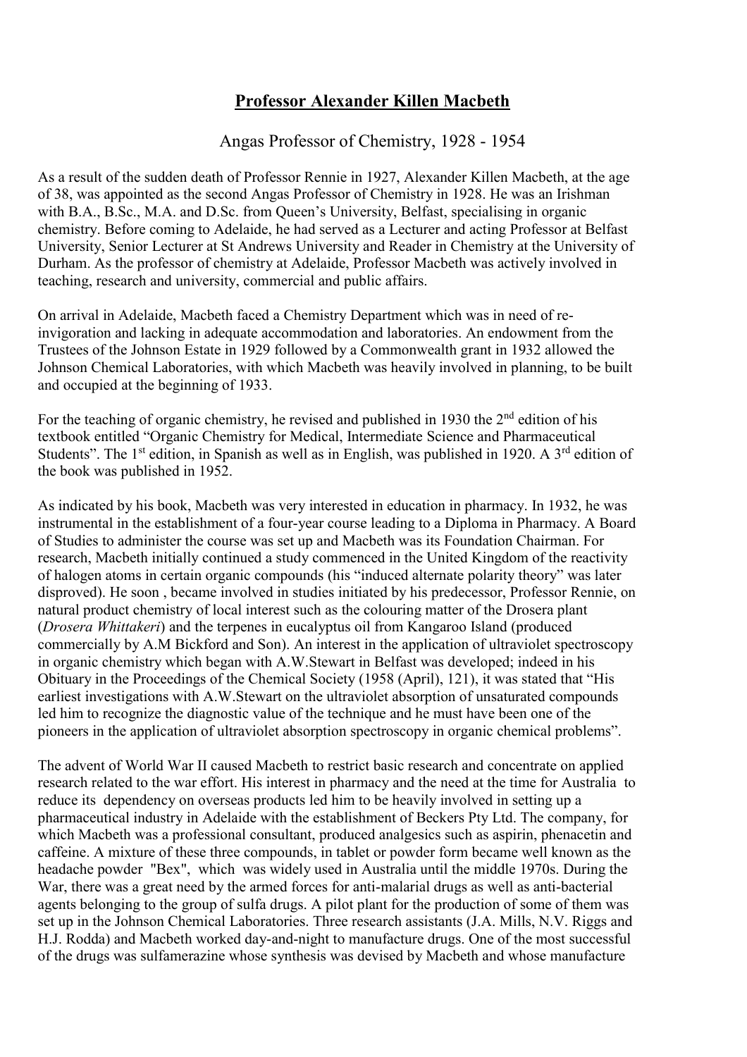# Professor Alexander Killen Macbeth

## Angas Professor of Chemistry, 1928 - 1954

As a result of the sudden death of Professor Rennie in 1927, Alexander Killen Macbeth, at the age of 38, was appointed as the second Angas Professor of Chemistry in 1928. He was an Irishman with B.A., B.Sc., M.A. and D.Sc. from Queen's University, Belfast, specialising in organic chemistry. Before coming to Adelaide, he had served as a Lecturer and acting Professor at Belfast University, Senior Lecturer at St Andrews University and Reader in Chemistry at the University of Durham. As the professor of chemistry at Adelaide, Professor Macbeth was actively involved in teaching, research and university, commercial and public affairs.

On arrival in Adelaide, Macbeth faced a Chemistry Department which was in need of re-invigoration and lacking in adequate accommodation and laboratories. An endowment from the Trustees of the Johnson Estate in 1929 followed by a Commonwealth grant in 1932 allowed the Johnson Chemical Laboratories, with which Macbeth was heavily involved in planning, to be built and occupied at the beginning of 1933.

For the teaching of organic chemistry, he revised and published in 1930 the 2nd edition of his textbook entitled "Organic Chemistry for Medical, Intermediate Science and Pharmaceutical Students". The 1st edition, in Spanish as well as in English, was published in 1920. A 3rd edition of the book was published in 1952.

As indicated by his book, Macbeth was very interested in education in pharmacy. In 1932, he was instrumental in the establishment of a four-year course leading to a Diploma in Pharmacy. A Board of Studies to administer the course was set up and Macbeth was its Foundation Chairman. For research, Macbeth initially continued a study commenced in the United Kingdom of the reactivity of halogen atoms in certain organic compounds (his "induced alternate polarity theory" was later disproved). He soon , became involved in studies initiated by his predecessor, Professor Rennie, on natural product chemistry of local interest such as the colouring matter of the Drosera plant (*Drosera Whittakeri*) and the terpenes in eucalyptus oil from Kangaroo Island (produced commercially by A.M Bickford and Son). An interest in the application of ultraviolet spectroscopy in organic chemistry which began with A.W.Stewart in Belfast was developed; indeed in his Obituary in the Proceedings of the Chemical Society (1958 (April), 121), it was stated that "His earliest investigations with A.W.Stewart on the ultraviolet absorption of unsaturated compounds led him to recognize the diagnostic value of the technique and he must have been one of the pioneers in the application of ultraviolet absorption spectroscopy in organic chemical problems".

The advent of World War II caused Macbeth to restrict basic research and concentrate on applied research related to the war effort. His interest in pharmacy and the need at the time for Australia to reduce its dependency on overseas products led him to be heavily involved in setting up a pharmaceutical industry in Adelaide with the establishment of Beckers Pty Ltd. The company, for which Macbeth was a professional consultant, produced analgesics such as aspirin, phenacetin and caffeine. A mixture of these three compounds, in tablet or powder form became well known as the headache powder "Bex", which was widely used in Australia until the middle 1970s. During the War, there was a great need by the armed forces for anti-malarial drugs as well as anti-bacterial agents belonging to the group of sulfa drugs. A pilot plant for the production of some of them was set up in the Johnson Chemical Laboratories. Three research assistants (J.A. Mills, N.V. Riggs and H.J. Rodda) and Macbeth worked day-and-night to manufacture drugs. One of the most successful of the drugs was sulfamerazine whose synthesis was devised by Macbeth and whose manufacture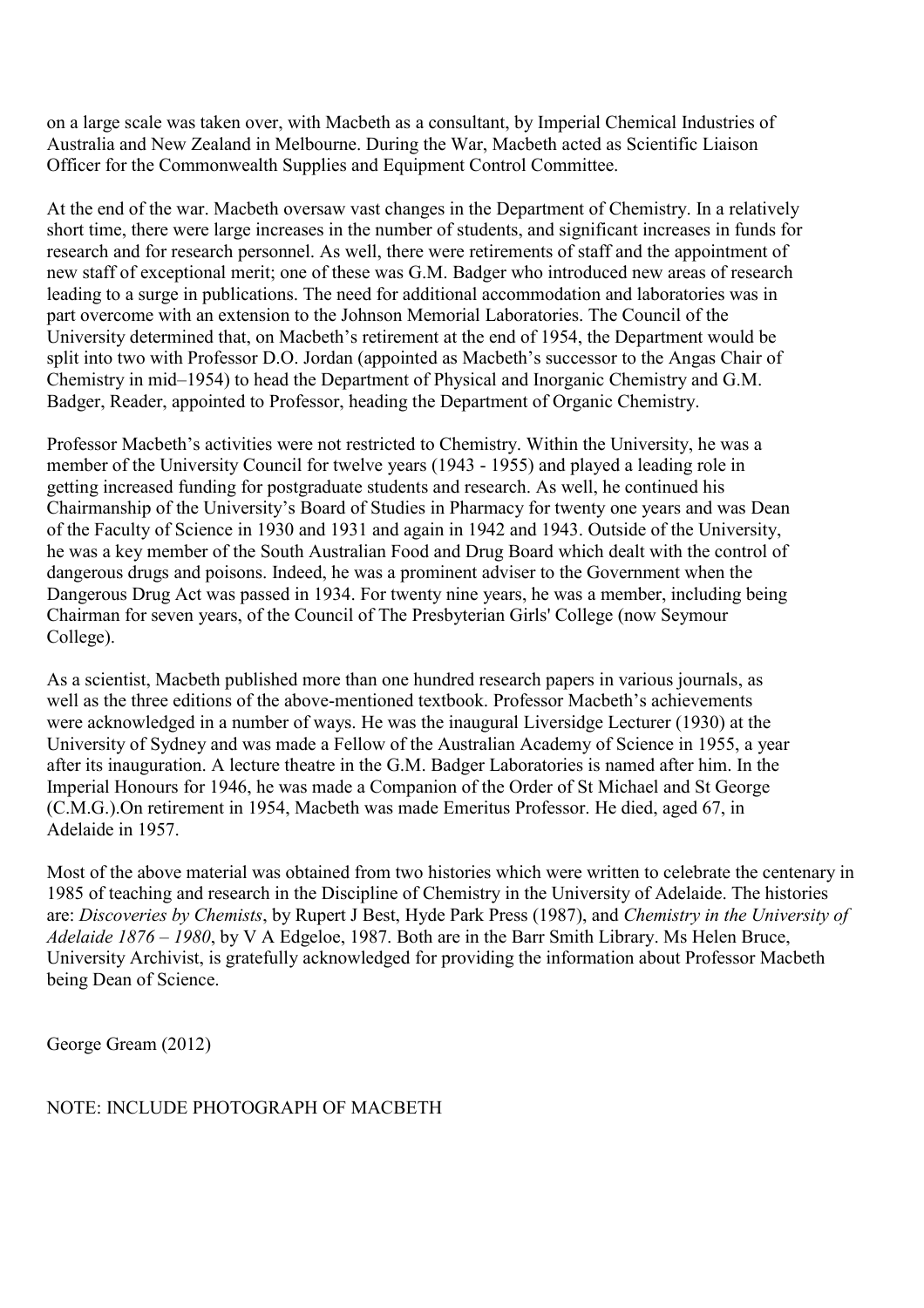on a large scale was taken over, with Macbeth as a consultant, by Imperial Chemical Industries of Australia and New Zealand in Melbourne. During the War, Macbeth acted as Scientific Liaison Officer for the Commonwealth Supplies and Equipment Control Committee.

At the end of the war. Macbeth oversaw vast changes in the Department of Chemistry. In a relatively short time, there were large increases in the number of students, and significant increases in funds for research and for research personnel. As well, there were retirements of staff and the appointment of new staff of exceptional merit; one of these was G.M. Badger who introduced new areas of research leading to a surge in publications. The need for additional accommodation and laboratories was in part overcome with an extension to the Johnson Memorial Laboratories. The Council of the University determined that, on Macbeth's retirement at the end of 1954, the Department would be split into two with Professor D.O. Jordan (appointed as Macbeth's successor to the Angas Chair of Chemistry in mid–1954) to head the Department of Physical and Inorganic Chemistry and G.M. Badger, Reader, appointed to Professor, heading the Department of Organic Chemistry.

Professor Macbeth's activities were not restricted to Chemistry. Within the University, he was a member of the University Council for twelve years (1943 - 1955) and played a leading role in getting increased funding for postgraduate students and research. As well, he continued his Chairmanship of the University's Board of Studies in Pharmacy for twenty one years and was Dean of the Faculty of Science in 1930 and 1931 and again in 1942 and 1943. Outside of the University, he was a key member of the South Australian Food and Drug Board which dealt with the control of dangerous drugs and poisons. Indeed, he was a prominent adviser to the Government when the Dangerous Drug Act was passed in 1934. For twenty nine years, he was a member, including being Chairman for seven years, of the Council of The Presbyterian Girls' College (now Seymour College).

As a scientist, Macbeth published more than one hundred research papers in various journals, as well as the three editions of the above-mentioned textbook. Professor Macbeth's achievements were acknowledged in a number of ways. He was the inaugural Liversidge Lecturer (1930) at the University of Sydney and was made a Fellow of the Australian Academy of Science in 1955, a year after its inauguration. A lecture theatre in the G.M. Badger Laboratories is named after him. In the Imperial Honours for 1946, he was made a Companion of the Order of St Michael and St George (C.M.G.).On retirement in 1954, Macbeth was made Emeritus Professor. He died, aged 67, in Adelaide in 1957.

Most of the above material was obtained from two histories which were written to celebrate the centenary in 1985 of teaching and research in the Discipline of Chemistry in the University of Adelaide. The histories are: *Discoveries by Chemists*, by Rupert J Best, Hyde Park Press (1987), and *Chemistry in the University of Adelaide 1876 – 1980*, by V A Edgeloe, 1987. Both are in the Barr Smith Library. Ms Helen Bruce, University Archivist, is gratefully acknowledged for providing the information about Professor Macbeth being Dean of Science.

George Gream (2012)

NOTE: INCLUDE PHOTOGRAPH OF MACBETH